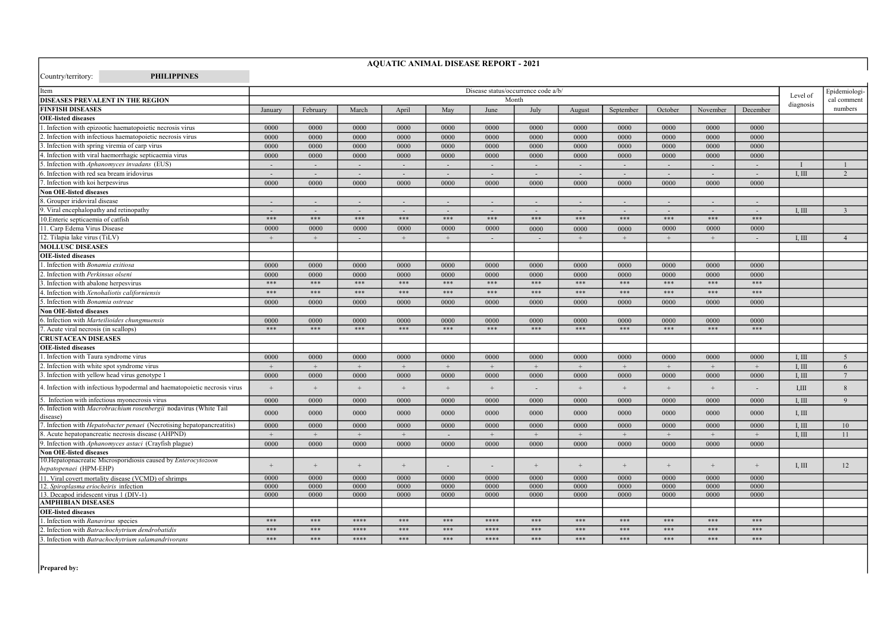# AQUATIC ANIMAL DISEASE REPORT - 2021

Country/territory: **PHILIPPINES**

| Item | Disease status/occurrence code a/b/ | | | | | | | | | | | | Level of diagnosis | Epidemiological comment numbers |
|---|---|---|---|---|---|---|---|---|---|---|---|---|---|---|
| **DISEASES PREVALENT IN THE REGION** | Month | | | | | | | | | | | | | |
| **FINFISH DISEASES** | January | February | March | April | May | June | July | August | September | October | November | December | | |
| **OIE-listed diseases** | | | | | | | | | | | | | | |
| 1. Infection with epizootic haematopoietic necrosis virus | 0000 | 0000 | 0000 | 0000 | 0000 | 0000 | 0000 | 0000 | 0000 | 0000 | 0000 | 0000 | | |
| 2. Infection with infectious haematopoietic necrosis virus | 0000 | 0000 | 0000 | 0000 | 0000 | 0000 | 0000 | 0000 | 0000 | 0000 | 0000 | 0000 | | |
| 3. Infection with spring viremia of carp virus | 0000 | 0000 | 0000 | 0000 | 0000 | 0000 | 0000 | 0000 | 0000 | 0000 | 0000 | 0000 | | |
| 4. Infection with viral haemorrhagic septicaemia virus | 0000 | 0000 | 0000 | 0000 | 0000 | 0000 | 0000 | 0000 | 0000 | 0000 | 0000 | 0000 | | |
| 5. Infection with *Aphanomyces invadans* (EUS) | - | - | - | - | - | - | - | - | - | - | - | - | I | 1 |
| 6. Infection with red sea bream iridovirus | - | - | - | - | - | - | - | - | - | - | - | - | I, III | 2 |
| 7. Infection with koi herpesvirus | 0000 | 0000 | 0000 | 0000 | 0000 | 0000 | 0000 | 0000 | 0000 | 0000 | 0000 | 0000 | | |
| **Non OIE-listed diseases** | | | | | | | | | | | | | | |
| 8. Grouper iridoviral disease | - | - | - | - | - | - | - | - | - | - | - | - | | |
| 9. Viral encephalopathy and retinopathy | - | - | - | - | - | - | - | - | - | - | - | - | I, III | 3 |
| 10.Enteric septicaemia of catfish | *** | *** | *** | *** | *** | *** | *** | *** | *** | *** | *** | *** | | |
| 11. Carp Edema Virus Disease | 0000 | 0000 | 0000 | 0000 | 0000 | 0000 | 0000 | 0000 | 0000 | 0000 | 0000 | 0000 | | |
| 12. Tilapia lake virus (TiLV) | + | + | - | + | + | - | - | + | + | + | + | - | I, III | 4 |
| **MOLLUSC DISEASES** | | | | | | | | | | | | | | |
| **OIE-listed diseases** | | | | | | | | | | | | | | |
| 1. Infection with *Bonamia exitiosa* | 0000 | 0000 | 0000 | 0000 | 0000 | 0000 | 0000 | 0000 | 0000 | 0000 | 0000 | 0000 | | |
| 2. Infection with *Perkinsus olseni* | 0000 | 0000 | 0000 | 0000 | 0000 | 0000 | 0000 | 0000 | 0000 | 0000 | 0000 | 0000 | | |
| 3. Infection with abalone herpesvirus | *** | *** | *** | *** | *** | *** | *** | *** | *** | *** | *** | *** | | |
| 4. Infection with *Xenohaliotis californiensis* | *** | *** | *** | *** | *** | *** | *** | *** | *** | *** | *** | *** | | |
| 5. Infection with *Bonamia ostreae* | 0000 | 0000 | 0000 | 0000 | 0000 | 0000 | 0000 | 0000 | 0000 | 0000 | 0000 | 0000 | | |
| **Non OIE-listed diseases** | | | | | | | | | | | | | | |
| 6. Infection with *Marteilioides chungmuensis* | 0000 | 0000 | 0000 | 0000 | 0000 | 0000 | 0000 | 0000 | 0000 | 0000 | 0000 | 0000 | | |
| 7. Acute viral necrosis (in scallops) | *** | *** | *** | *** | *** | *** | *** | *** | *** | *** | *** | *** | | |
| **CRUSTACEAN DISEASES** | | | | | | | | | | | | | | |
| **OIE-listed diseases** | | | | | | | | | | | | | | |
| 1. Infection with Taura syndrome virus | 0000 | 0000 | 0000 | 0000 | 0000 | 0000 | 0000 | 0000 | 0000 | 0000 | 0000 | 0000 | I, III | 5 |
| 2. Infection with white spot syndrome virus | + | + | + | + | + | + | + | + | + | + | + | + | I, III | 6 |
| 3. Infection with yellow head virus genotype 1 | 0000 | 0000 | 0000 | 0000 | 0000 | 0000 | 0000 | 0000 | 0000 | 0000 | 0000 | 0000 | I, III | 7 |
| 4. Infection with infectious hypodermal and haematopoietic necrosis virus | + | + | + | + | + | + | - | + | + | + | + | - | I,III | 8 |
| 5. Infection with infectious myonecrosis virus | 0000 | 0000 | 0000 | 0000 | 0000 | 0000 | 0000 | 0000 | 0000 | 0000 | 0000 | 0000 | I, III | 9 |
| 6. Infection with *Macrobrachium rosenbergii* nodavirus (White Tail disease) | 0000 | 0000 | 0000 | 0000 | 0000 | 0000 | 0000 | 0000 | 0000 | 0000 | 0000 | 0000 | I, III | |
| 7. Infection with *Hepatobacter penaei* (Necrotising hepatopancreatitis) | 0000 | 0000 | 0000 | 0000 | 0000 | 0000 | 0000 | 0000 | 0000 | 0000 | 0000 | 0000 | I, III | 10 |
| 8. Acute hepatopancreatic necrosis disease (AHPND) | + | + | + | + | - | + | + | + | + | + | + | + | I, III | 11 |
| 9. Infection with *Aphanomyces astaci* (Crayfish plague) | 0000 | 0000 | 0000 | 0000 | 0000 | 0000 | 0000 | 0000 | 0000 | 0000 | 0000 | 0000 | | |
| **Non OIE-listed diseases** | | | | | | | | | | | | | | |
| 10.Hepatopnacreatic Microsporidiosis caused by *Enterocytozoon hepatopenaei* (HPM-EHP) | + | + | + | + | - | - | + | + | + | + | + | + | I, III | 12 |
| 11. Viral covert mortality disease (VCMD) of shrimps | 0000 | 0000 | 0000 | 0000 | 0000 | 0000 | 0000 | 0000 | 0000 | 0000 | 0000 | 0000 | | |
| 12. *Spiroplasma eriocheiris* infection | 0000 | 0000 | 0000 | 0000 | 0000 | 0000 | 0000 | 0000 | 0000 | 0000 | 0000 | 0000 | | |
| 13. Decapod iridescent virus 1 (DIV-1) | 0000 | 0000 | 0000 | 0000 | 0000 | 0000 | 0000 | 0000 | 0000 | 0000 | 0000 | 0000 | | |
| **AMPHIBIAN DISEASES** | | | | | | | | | | | | | | |
| **OIE-listed diseases** | | | | | | | | | | | | | | |
| 1. Infection with *Ranavirus* species | *** | *** | **** | *** | *** | **** | *** | *** | *** | *** | *** | *** | | |
| 2. Infection with *Batrachochytrium dendrobatidis* | *** | *** | **** | *** | *** | **** | *** | *** | *** | *** | *** | *** | | |
| 3. Infection with *Batrachochytrium salamandrivorans* | *** | *** | **** | *** | *** | **** | *** | *** | *** | *** | *** | *** | | |

**Prepared by:**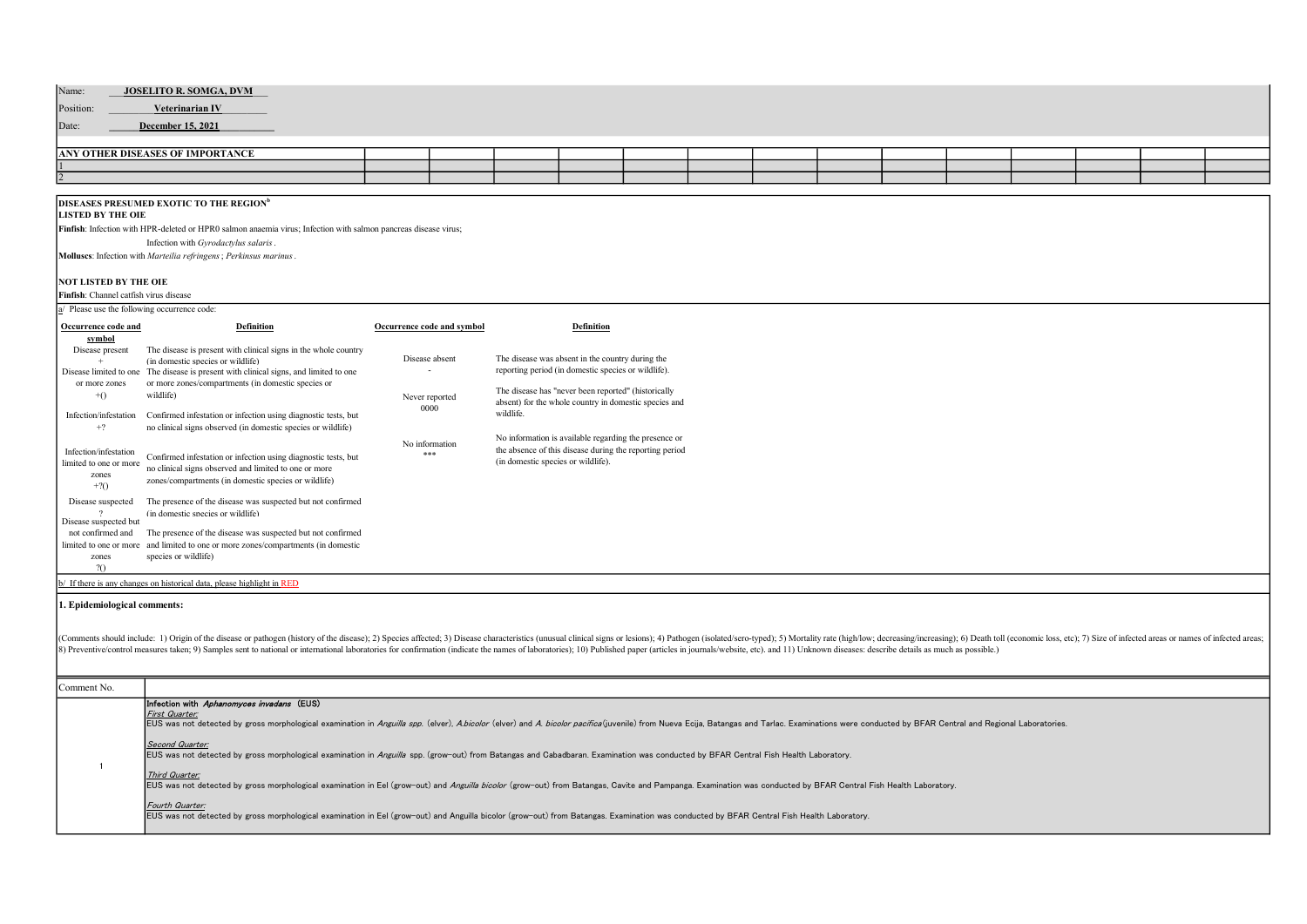Name: **JOSELITO R. SOMGA, DVM**

Position: **Veterinarian IV**

Date: **December 15, 2021**

| ANY OTHER DISEASES OF IMPORTANCE | | | | | | | | | | | | | | |
|---|---|---|---|---|---|---|---|---|---|---|---|---|---|---|
| 1 | | | | | | | | | | | | | | |
| 2 | | | | | | | | | | | | | | |

**DISEASES PRESUMED EXOTIC TO THE REGION[b]**

**LISTED BY THE OIE**

**Finfish**: Infection with HPR-deleted or HPR0 salmon anaemia virus; Infection with salmon pancreas disease virus;

Infection with *Gyrodactylus salaris* .

**Molluscs**: Infection with *Marteilia refringens* ; *Perkinsus marinus* .

**NOT LISTED BY THE OIE**

**Finfish**: Channel catfish virus disease

a/ Please use the following occurrence code:

| Occurrence code and symbol | Definition | Occurrence code and symbol | Definition |
|---|---|---|---|
| Disease present + | The disease is present with clinical signs in the whole country (in domestic species or wildlife) | Disease absent - | The disease was absent in the country during the reporting period (in domestic species or wildlife). |
| Disease limited to one or more zones +() | The disease is present with clinical signs, and limited to one or more zones/compartments (in domestic species or wildlife) | Never reported 0000 | The disease has "never been reported" (historically absent) for the whole country in domestic species and wildlife. |
| Infection/infestation +? | Confirmed infestation or infection using diagnostic tests, but no clinical signs observed (in domestic species or wildlife) | No information *** | No information is available regarding the presence or the absence of this disease during the reporting period (in domestic species or wildlife). |
| Infection/infestation limited to one or more zones +?() | Confirmed infestation or infection using diagnostic tests, but no clinical signs observed and limited to one or more zones/compartments (in domestic species or wildlife) | | |
| Disease suspected ? | The presence of the disease was suspected but not confirmed (in domestic species or wildlife) | | |
| Disease suspected but not confirmed and limited to one or more zones ?() | The presence of the disease was suspected but not confirmed and limited to one or more zones/compartments (in domestic species or wildlife) | | |

b/ If there is any changes on historical data, please highlight in RED

**1. Epidemiological comments:**

(Comments should include: 1) Origin of the disease or pathogen (history of the disease); 2) Species affected; 3) Disease characteristics (unusual clinical signs or lesions); 4) Pathogen (isolated/sero-typed); 5) Mortality rate (high/low; decreasing/increasing); 6) Death toll (economic loss, etc); 7) Size of infected areas or names of infected areas; 8) Preventive/control measures taken; 9) Samples sent to national or international laboratories for confirmation (indicate the names of laboratories); 10) Published paper (articles in journals/website, etc). and 11) Unknown diseases: describe details as much as possible.)

| Comment No. | |
|---|---|
| 1 | Infection with *Aphanomyces invadans* (EUS)<br>*First Quarter:*<br>EUS was not detected by gross morphological examination in *Anguilla spp.* (elver), *A.bicolor* (elver) and *A. bicolor pacifica* (juvenile) from Nueva Ecija, Batangas and Tarlac. Examinations were conducted by BFAR Central and Regional Laboratories.<br>*Second Quarter:*<br>EUS was not detected by gross morphological examination in *Anguilla* spp. (grow-out) from Batangas and Cabadbaran. Examination was conducted by BFAR Central Fish Health Laboratory.<br>*Third Quarter:*<br>EUS was not detected by gross morphological examination in Eel (grow-out) and *Anguilla bicolor* (grow-out) from Batangas, Cavite and Pampanga. Examination was conducted by BFAR Central Fish Health Laboratory.<br>*Fourth Quarter:*<br>EUS was not detected by gross morphological examination in Eel (grow-out) and Anguilla bicolor (grow-out) from Batangas. Examination was conducted by BFAR Central Fish Health Laboratory. |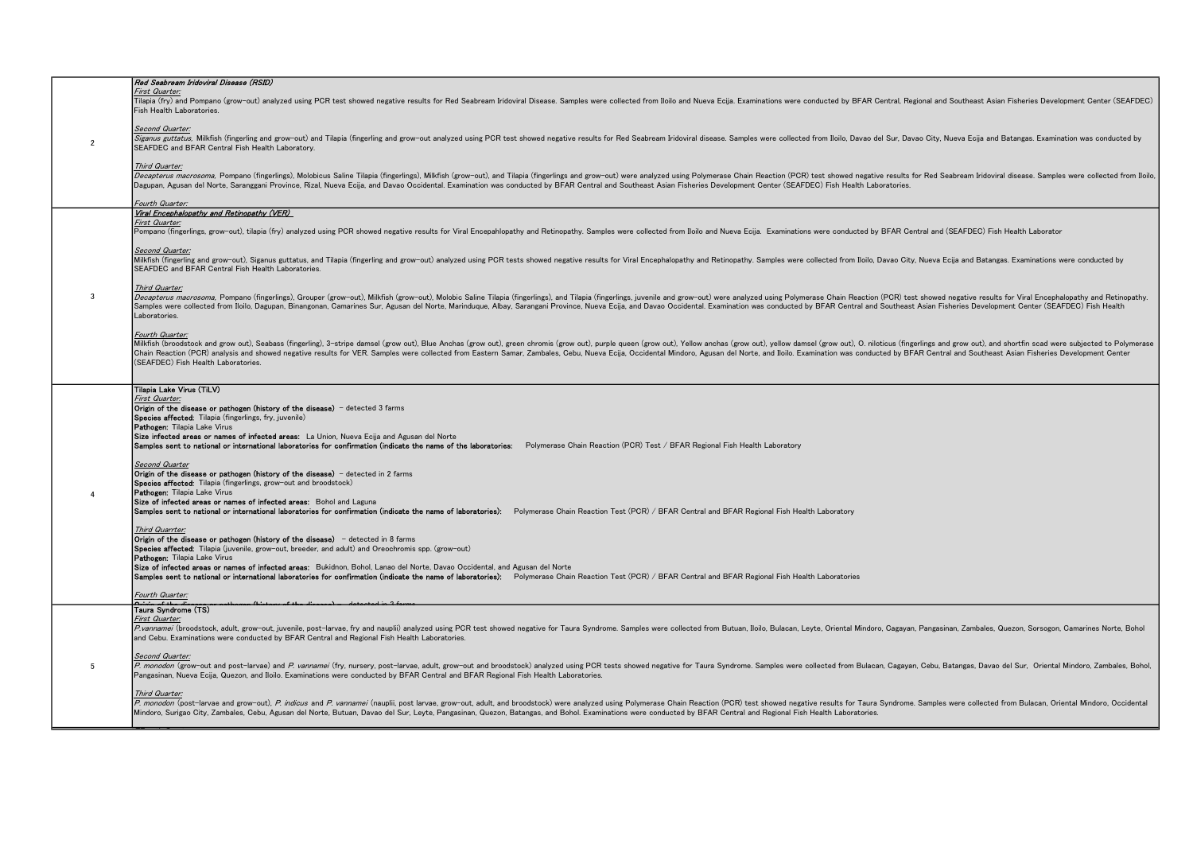| | |
|---|---|
| 2 | ***Red Seabream Iridoviral Disease (RSID)***<br>*First Quarter:*<br>Tilapia (fry) and Pompano (grow-out) analyzed using PCR test showed negative results for Red Seabream Iridoviral Disease. Samples were collected from Iloilo and Nueva Ecija. Examinations were conducted by BFAR Central, Regional and Southeast Asian Fisheries Development Center (SEAFDEC) Fish Health Laboratories.<br><br>*Second Quarter:*<br>*Siganus guttatus,* Milkfish (fingerling and grow-out) and Tilapia (fingerling and grow-out) analyzed using PCR test showed negative results for Red Seabream Iridoviral disease. Samples were collected from Iloilo, Davao del Sur, Davao City, Nueva Ecija and Batangas. Examination was conducted by SEAFDEC and BFAR Central Fish Health Laboratory.<br><br>*Third Quarter:*<br>*Decapterus macrosoma,* Pompano (fingerlings), Molobicus Saline Tilapia (fingerlings), Milkfish (grow-out), and Tilapia (fingerlings and grow-out) were analyzed using Polymerase Chain Reaction (PCR) test showed negative results for Red Seabream Iridoviral disease. Samples were collected from Iloilo, Dagupan, Agusan del Norte, Saranggani Province, Rizal, Nueva Ecija, and Davao Occidental. Examination was conducted by BFAR Central and Southeast Asian Fisheries Development Center (SEAFDEC) Fish Health Laboratories.<br><br>*Fourth Quarter:* |
| 3 | ***Viral Encephalopathy and Retinopathy (VER)***<br>*First Quarter:*<br>Pompano (fingerlings, grow-out), tilapia (fry) analyzed using PCR showed negative results for Viral Encepahlopathy and Retinopathy. Samples were collected from Iloilo and Nueva Ecija. Examinations were conducted by BFAR Central and (SEAFDEC) Fish Health Laborator<br><br>*Second Quarter:*<br>Milkfish (fingerling and grow-out), Siganus guttatus, and Tilapia (fingerling and grow-out) analyzed using PCR tests showed negative results for Viral Encephalopathy and Retinopathy. Samples were collected from Iloilo, Davao City, Nueva Ecija and Batangas. Examinations were conducted by SEAFDEC and BFAR Central Fish Health Laboratories.<br><br>*Third Quarter:*<br>*Decapterus macrosoma,* Pompano (fingerlings), Grouper (grow-out), Milkfish (grow-out), Molobic Saline Tilapia (fingerlings), and Tilapia (fingerlings, juvenile and grow-out) were analyzed using Polymerase Chain Reaction (PCR) test showed negative results for Viral Encephalopathy and Retinopathy. Samples were collected from Iloilo, Dagupan, Binangonan, Camarines Sur, Agusan del Norte, Marinduque, Albay, Sarangani Province, Nueva Ecija, and Davao Occidental. Examination was conducted by BFAR Central and Southeast Asian Fisheries Development Center (SEAFDEC) Fish Health Laboratories.<br><br>*Fourth Quarter:*<br>Milkfish (broodstock and grow out), Seabass (fingerling), 3-stripe damsel (grow out), Blue Anchas (grow out), green chromis (grow out), purple queen (grow out), Yellow anchas (grow out), yellow damsel (grow out), O. niloticus (fingerlings and grow out), and shortfin scad were subjected to Polymerase Chain Reaction (PCR) analysis and showed negative results for VER. Samples were collected from Eastern Samar, Zambales, Cebu, Nueva Ecija, Occidental Mindoro, Agusan del Norte, and Iloilo. Examination was conducted by BFAR Central and Southeast Asian Fisheries Development Center (SEAFDEC) Fish Health Laboratories. |
| 4 | Tilapia Lake Virus (TiLV)<br>*First Quarter:*<br>**Origin of the disease or pathogen (history of the disease)** - detected 3 farms<br>**Species affected:** Tilapia (fingerlings, fry, juvenile)<br>**Pathogen:** Tilapia Lake Virus<br>**Size infected areas or names of infected areas:** La Union, Nueva Ecija and Agusan del Norte<br>**Samples sent to national or international laboratories for confirmation (indicate the name of the laboratories:** Polymerase Chain Reaction (PCR) Test / BFAR Regional Fish Health Laboratory<br><br>*Second Quarter*<br>**Origin of the disease or pathogen (history of the disease)** - detected in 2 farms<br>**Species affected:** Tilapia (fingerlings, grow-out and broodstock)<br>**Pathogen:** Tilapia Lake Virus<br>**Size of infected areas or names of infected areas:** Bohol and Laguna<br>**Samples sent to national or international laboratories for confirmation (indicate the name of laboratories):** Polymerase Chain Reaction Test (PCR) / BFAR Central and BFAR Regional Fish Health Laboratory<br><br>*Third Quarrter:*<br>**Origin of the disease or pathogen (history of the disease)** - detected in 8 farms<br>**Species affected:** Tilapia (juvenile, grow-out, breeder, and adult) and Oreochromis spp. (grow-out)<br>**Pathogen:** Tilapia Lake Virus<br>**Size of infected areas or names of infected areas:** Bukidnon, Bohol, Lanao del Norte, Davao Occidental, and Agusan del Norte<br>**Samples sent to national or international laboratories for confirmation (indicate the name of laboratories):** Polymerase Chain Reaction Test (PCR) / BFAR Central and BFAR Regional Fish Health Laboratories<br><br>*Fourth Quarter:*<br>**Origin of the disease or pathogen (history of the disease)** - detected in 3 farms |
| 5 | Taura Syndrome (TS)<br>*First Quarter:*<br>*P.vannamei* (broodstock, adult, grow-out, juvenile, post-larvae, fry and nauplii) analyzed using PCR test showed negative for Taura Syndrome. Samples were collected from Butuan, Iloilo, Bulacan, Leyte, Oriental Mindoro, Cagayan, Pangasinan, Zambales, Quezon, Sorsogon, Camarines Norte, Bohol and Cebu. Examinations were conducted by BFAR Central and Regional Fish Health Laboratories.<br><br>*Second Quarter:*<br>*P. monodon* (grow-out and post-larvae) and *P. vannamei* (fry, nursery, post-larvae, adult, grow-out and broodstock) analyzed using PCR tests showed negative for Taura Syndrome. Samples were collected from Bulacan, Cagayan, Cebu, Batangas, Davao del Sur, Oriental Mindoro, Zambales, Bohol, Pangasinan, Nueva Ecija, Quezon, and Iloilo. Examinations were conducted by BFAR Central and BFAR Regional Fish Health Laboratories.<br><br>*Third Quarter:*<br>*P. monodon* (post-larvae and grow-out), *P. indicus* and *P. vannamei* (nauplii, post larvae, grow-out, adult, and broodstock) were analyzed using Polymerase Chain Reaction (PCR) test showed negative results for Taura Syndrome. Samples were collected from Bulacan, Oriental Mindoro, Occidental Mindoro, Surigao City, Zambales, Cebu, Agusan del Norte, Butuan, Davao del Sur, Leyte, Pangasinan, Quezon, Batangas, and Bohol. Examinations were conducted by BFAR Central and Regional Fish Health Laboratories. |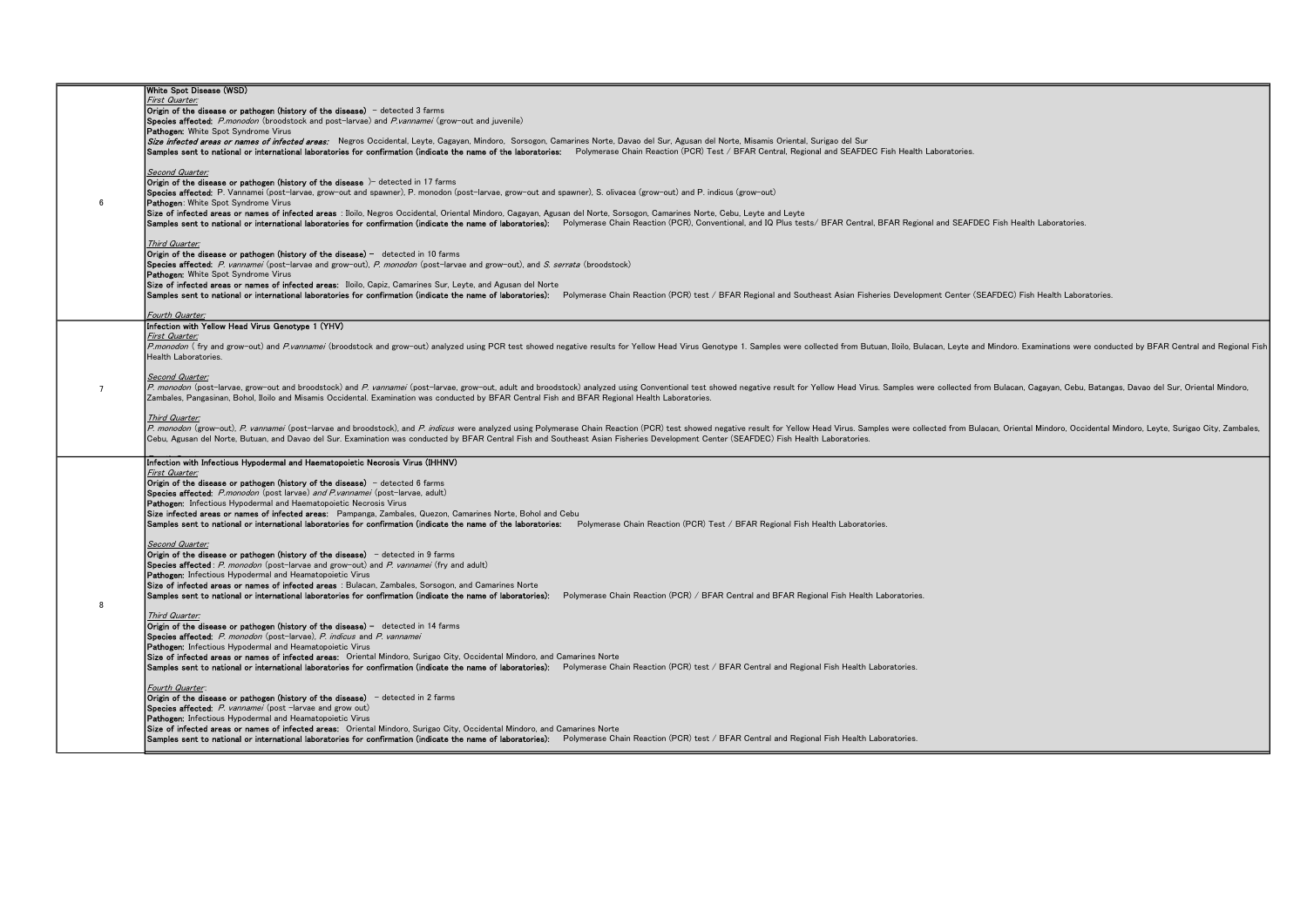| | |
|---|---|
| 6 | **White Spot Disease (WSD)**<br>*First Quarter:*<br>**Origin of the disease or pathogen (history of the disease)** – detected 3 farms<br>**Species affected:** *P.monodon* (broodstock and post-larvae) and *P.vannamei* (grow-out and juvenile)<br>**Pathogen:** White Spot Syndrome Virus<br>***Size infected areas or names of infected areas:*** Negros Occidental, Leyte, Cagayan, Mindoro, Sorsogon, Camarines Norte, Davao del Sur, Agusan del Norte, Misamis Oriental, Surigao del Sur<br>**Samples sent to national or international laboratories for confirmation (indicate the name of the laboratories:** Polymerase Chain Reaction (PCR) Test / BFAR Central, Regional and SEAFDEC Fish Health Laboratories.<br><br>*Second Quarter:*<br>**Origin of the disease or pathogen (history of the disease** )– detected in 17 farms<br>**Species affected:** P. Vannamei (post-larvae, grow-out and spawner), P. monodon (post-larvae, grow-out and spawner), S. olivacea (grow-out) and P. indicus (grow-out)<br>**Pathogen**: White Spot Syndrome Virus<br>**Size of infected areas or names of infected areas** : Iloilo, Negros Occidental, Oriental Mindoro, Cagayan, Agusan del Norte, Sorsogon, Camarines Norte, Cebu, Leyte and Leyte<br>**Samples sent to national or international laboratories for confirmation (indicate the name of laboratories):** Polymerase Chain Reaction (PCR), Conventional, and IQ Plus tests/ BFAR Central, BFAR Regional and SEAFDEC Fish Health Laboratories.<br><br>*Third Quarter:*<br>**Origin of the disease or pathogen (history of the disease) –** detected in 10 farms<br>**Species affected:** *P. vannamei* (post-larvae and grow-out), *P. monodon* (post-larvae and grow-out), and *S. serrata* (broodstock)<br>**Pathogen:** White Spot Syndrome Virus<br>**Size of infected areas or names of infected areas:** Iloilo, Capiz, Camarines Sur, Leyte, and Agusan del Norte<br>**Samples sent to national or international laboratories for confirmation (indicate the name of laboratories):** Polymerase Chain Reaction (PCR) test / BFAR Regional and Southeast Asian Fisheries Development Center (SEAFDEC) Fish Health Laboratories.<br><br>*Fourth Quarter:* |
| 7 | **Infection with Yellow Head Virus Genotype 1 (YHV)**<br>*First Quarter:*<br>*P.monodon* ( fry and grow-out) and *P.vannamei* (broodstock and grow-out) analyzed using PCR test showed negative results for Yellow Head Virus Genotype 1. Samples were collected from Butuan, Iloilo, Bulacan, Leyte and Mindoro. Examinations were conducted by BFAR Central and Regional Fish Health Laboratories.<br><br>*Second Quarter:*<br>*P. monodon* (post-larvae, grow-out and broodstock) and *P. vannamei* (post-larvae, grow-out, adult and broodstock) analyzed using Conventional test showed negative result for Yellow Head Virus. Samples were collected from Bulacan, Cagayan, Cebu, Batangas, Davao del Sur, Oriental Mindoro, Zambales, Pangasinan, Bohol, Iloilo and Misamis Occidental. Examination was conducted by BFAR Central Fish and BFAR Regional Health Laboratories.<br><br>*Third Quarter:*<br>*P. monodon* (grow-out), *P. vannamei* (post-larvae and broodstock), and *P. indicus* were analyzed using Polymerase Chain Reaction (PCR) test showed negative result for Yellow Head Virus. Samples were collected from Bulacan, Oriental Mindoro, Occidental Mindoro, Leyte, Surigao City, Zambales, Cebu, Agusan del Norte, Butuan, and Davao del Sur. Examination was conducted by BFAR Central Fish and Southeast Asian Fisheries Development Center (SEAFDEC) Fish Health Laboratories. |
| 8 | **Infection with Infectious Hypodermal and Haematopoietic Necrosis Virus (IHHNV)**<br>*First Quarter:*<br>**Origin of the disease or pathogen (history of the disease)** – detected 6 farms<br>**Species affected:** *P.monodon* (post larvae) *and P.vannamei* (post-larvae, adult)<br>**Pathogen:** Infectious Hypodermal and Haematopoietic Necrosis Virus<br>**Size infected areas or names of infected areas:** Pampanga, Zambales, Quezon, Camarines Norte, Bohol and Cebu<br>**Samples sent to national or international laboratories for confirmation (indicate the name of the laboratories:** Polymerase Chain Reaction (PCR) Test / BFAR Regional Fish Health Laboratories.<br><br>*Second Quarter:*<br>**Origin of the disease or pathogen (history of the disease)** – detected in 9 farms<br>**Species affected** : *P. monodon* (post-larvae and grow-out) and *P. vannamei* (fry and adult)<br>**Pathogen:** Infectious Hypodermal and Heamatopoietic Virus<br>**Size of infected areas or names of infected areas** : Bulacan, Zambales, Sorsogon, and Camarines Norte<br>**Samples sent to national or international laboratories for confirmation (indicate the name of laboratories):** Polymerase Chain Reaction (PCR) / BFAR Central and BFAR Regional Fish Health Laboratories.<br><br>*Third Quarter:*<br>**Origin of the disease or pathogen (history of the disease) –** detected in 14 farms<br>**Species affected:** *P. monodon* (post-larvae), *P. indicus* and *P. vannamei*<br>**Pathogen:** Infectious Hypodermal and Heamatopoietic Virus<br>**Size of infected areas or names of infected areas:** Oriental Mindoro, Surigao City, Occidental Mindoro, and Camarines Norte<br>**Samples sent to national or international laboratories for confirmation (indicate the name of laboratories):** Polymerase Chain Reaction (PCR) test / BFAR Central and Regional Fish Health Laboratories.<br><br>*Fourth Quarter:*<br>**Origin of the disease or pathogen (history of the disease)** – detected in 2 farms<br>**Species affected:** *P. vannamei* (post -larvae and grow out)<br>**Pathogen:** Infectious Hypodermal and Heamatopoietic Virus<br>**Size of infected areas or names of infected areas:** Oriental Mindoro, Surigao City, Occidental Mindoro, and Camarines Norte<br>**Samples sent to national or international laboratories for confirmation (indicate the name of laboratories):** Polymerase Chain Reaction (PCR) test / BFAR Central and Regional Fish Health Laboratories. |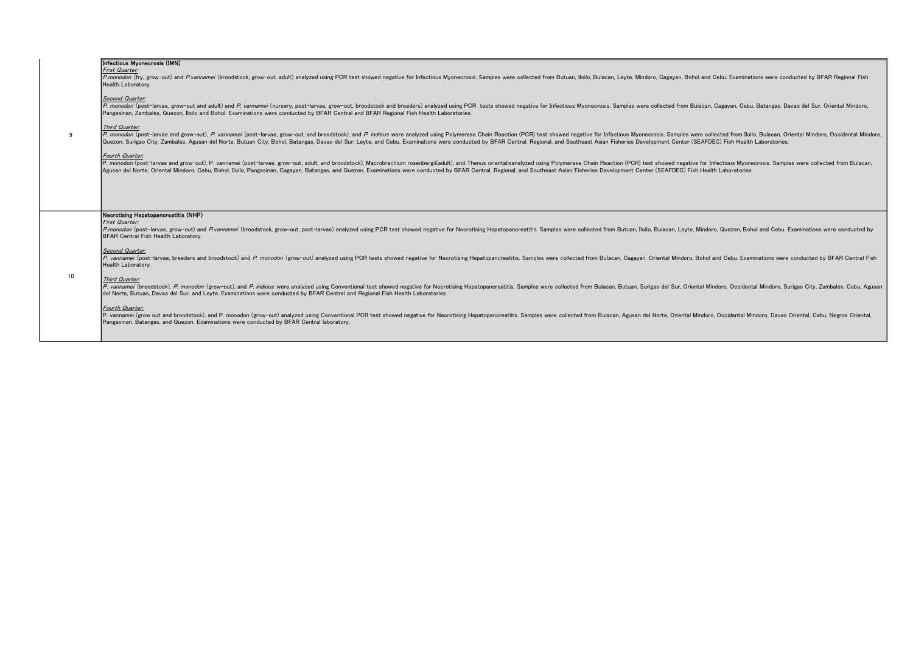| | |
|---|---|
| 9 | **Infectious Myonecrosis (IMN)**<br>*First Quarter:*<br>*P.monodon* (fry, grow-out) and *P.vannamei* (broodstock, grow-out, adult) analyzed using PCR test showed negative for Infectious Myonecrosis. Samples were collected from Butuan, Iloilo, Bulacan, Leyte, Mindoro, Cagayan, Bohol and Cebu. Examinations were conducted by BFAR Regional Fish Health Laboratory.<br><br>*Second Quarter:*<br>*P. monodon* (post-larvae, grow-out and adult) and *P. vannamei* (nursery, post-larvae, grow-out, broodstock and breeders) analyzed using PCR tests showed negative for Infectious Myonecrosis. Samples were collected from Bulacan, Cagayan, Cebu, Batangas, Davao del Sur, Oriental Mindoro, Pangasinan, Zambales, Quezon, Iloilo and Bohol. Examinations were conducted by BFAR Central and BFAR Regional Fish Health Laboratories.<br><br>*Third Quarter:*<br>*P. monodon* (post-larvae and grow-out), *P. vannamei* (post-larvae, grow-out, and broodstock), and *P. indicus* were analyzed using Polymerase Chain Reaction (PCR) test showed negative for Infectious Myonecrosis. Samples were collected from Iloilo, Bulacan, Oriental Mindoro, Occidental Mindoro, Quezon, Surigao City, Zambales, Agusan del Norte, Butuan City, Bohol, Batangas, Davao del Sur, Leyte, and Cebu. Examinations were conducted by BFAR Central, Regional, and Southeast Asian Fisheries Development Center (SEAFDEC) Fish Health Laboratories.<br><br>*Fourth Quarter:*<br>P. monodon (post-larvae and grow-out), P. vannamei (post-larvae, grow-out, adult, and broodstock), Macrobrachium rosenbergii(adult), and Thenus orientalisanalyzed using Polymerase Chain Reaction (PCR) test showed negative for Infectious Myonecrosis. Samples were collected from Bulacan, Agusan del Norte, Oriental Mindoro, Cebu, Bohol, Iloilo, Pangasinan, Cagayan, Batangas, and Quezon. Examinations were conducted by BFAR Central, Regional, and Southeast Asian Fisheries Development Center (SEAFDEC) Fish Health Laboratories. |
| 10 | **Necrotising Hepatopancreatitis (NHP)**<br>*First Quarter:*<br>*P.monodon* (post-larvae, grow-out) and *P.vannamei* (broodstock, grow-out, post-larvae) analyzed using PCR test showed negative for Necrotising Hepatopancreatitis. Samples were collected from Butuan, Iloilo, Bulacan, Leyte, Mindoro, Quezon, Bohol and Cebu. Examinations were conducted by BFAR Central Fish Health Laboratory.<br><br>*Second Quarter:*<br>*P. vannamei* (post-larvae, breeders and broodstock) and *P. monodon* (grow-out) analyzed using PCR tests showed negative for Necrotising Hepatopancreatitis. Samples were collected from Bulacan, Cagayan, Oriental Mindoro, Bohol and Cebu. Examinations were conducted by BFAR Central Fish Health Laboratory.<br><br>*Third Quarter:*<br>*P. vannamei* (broodstock), *P. monodon* (grow-out), and *P. indicus* were analyzed using Conventional test showed negative for Necrotising Hepatopancreatitis. Samples were collected from Bulacan, Butuan, Surigao del Sur, Oriental Mindoro, Occidental Mindoro, Surigao City, Zambales, Cebu, Agusan del Norte, Butuan, Davao del Sur, and Leyte. Examinations were conducted by BFAR Central and Regional Fish Health Laboratories<br><br>*Fourth Quarter:*<br>P. vannamei (grow out and broodstock), and P. monodon (grow-out) analyzed using Conventional PCR test showed negative for Necrotising Hepatopancreatitis. Samples were collected from Bulacan, Agusan del Norte, Oriental Mindoro, Occidental Mindoro, Davao Oriental, Cebu, Negros Oriental, Pangasinan, Batangas, and Quezon. Examinations were conducted by BFAR Central laboratory. |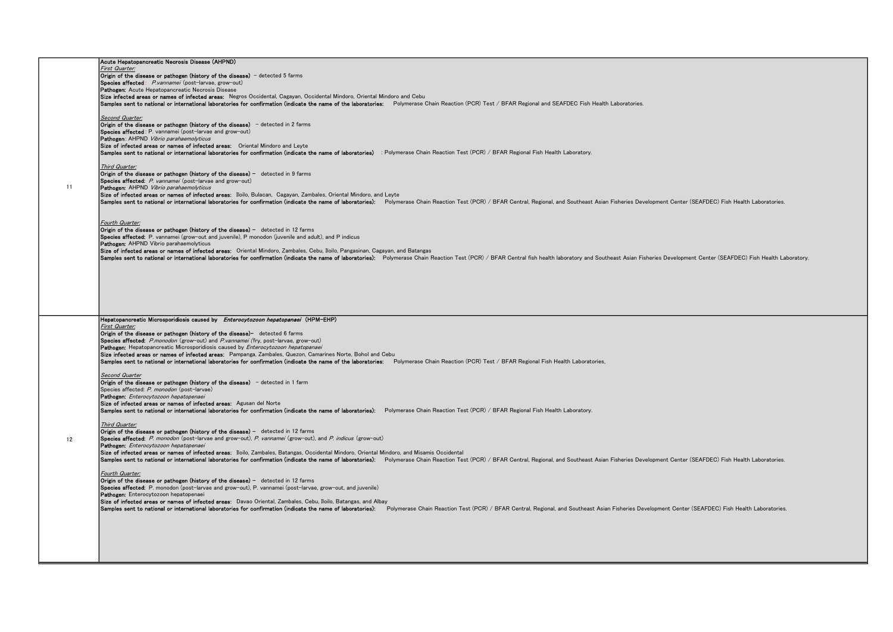| | |
|---|---|
| 11 | **Acute Hepatopancreatic Necrosis Disease (AHPND)**<br>*First Quarter:*<br>**Origin of the disease or pathogen (history of the disease)** - detected 5 farms<br>**Species affected**: *P.vannamei* (post-larvae, grow-out)<br>**Pathogen:** Acute Hepatopancreatic Necrosis Disease<br>**Size infected areas or names of infected areas:** Negros Occidental, Cagayan, Occidental Mindoro, Oriental Mindoro and Cebu<br>**Samples sent to national or international laboratories for confirmation (indicate the name of the laboratories:** Polymerase Chain Reaction (PCR) Test / BFAR Regional and SEAFDEC Fish Health Laboratories.<br><br>*Second Quarter:*<br>**Origin of the disease or pathogen (history of the disease)** - detected in 2 farms<br>**Species affected** : P. vannamei (post-larvae and grow-out)<br>**Pathogen**: AHPND *Vibrio parahaemolyticus*<br>**Size of infected areas or names of infected areas:** Oriental Mindoro and Leyte<br>**Samples sent to national or international laboratories for confirmation (indicate the name of laboratories)** : Polymerase Chain Reaction Test (PCR) / BFAR Regional Fish Health Laboratory.<br><br>*Third Quarter:*<br>**Origin of the disease or pathogen (history of the disease) -** detected in 9 farms<br>**Species affected:** *P. vannamei* (post-larvae and grow-out)<br>**Pathogen:** AHPND *Vibrio parahaemolyticus*<br>**Size of infected areas or names of infected areas:** Iloilo, Bulacan, Cagayan, Zambales, Oriental Mindoro, and Leyte<br>**Samples sent to national or international laboratories for confirmation (indicate the name of laboratories):** Polymerase Chain Reaction Test (PCR) / BFAR Central, Regional, and Southeast Asian Fisheries Development Center (SEAFDEC) Fish Health Laboratories.<br><br>*Fourth Quarter:*<br>**Origin of the disease or pathogen (history of the disease) -** detected in 12 farms<br>**Species affected:** P. vannamei (grow-out and juvenile), P monodon (juvenile and adult), and P indicus<br>**Pathogen:** AHPND Vibrio parahaemolyticus<br>**Size of infected areas or names of infected areas:** Oriental Mindoro, Zambales, Cebu, Iloilo, Pangasinan, Cagayan, and Batangas<br>**Samples sent to national or international laboratories for confirmation (indicate the name of laboratories):** Polymerase Chain Reaction Test (PCR) / BFAR Central fish health laboratory and Southeast Asian Fisheries Development Center (SEAFDEC) Fish Health Laboratory. |
| 12 | **Hepatopancreatic Microsporidiosis caused by *Enterocytozoon hepatopanaei* (HPM-EHP)**<br>*First Quarter:*<br>**Origin of the disease or pathogen (history of the disease)-** detected 6 farms<br>**Species affected:** *P.monodon* (grow-out) and *P.vannamei* (fry, post-larvae, grow-out)<br>**Pathogen:** Hepatopancreatic Microsporidiosis caused by *Enterocytozoon hepatopanaei*<br>**Size infected areas or names of infected areas:** Pampanga, Zambales, Quezon, Camarines Norte, Bohol and Cebu<br>**Samples sent to national or international laboratories for confirmation (indicate the name of the laboratories:** Polymerase Chain Reaction (PCR) Test / BFAR Regional Fish Health Laboratories,<br><br>*Second Quarter*<br>**Origin of the disease or pathogen (history of the disease)** - detected in 1 farm<br>Species affected: *P. monodon* (post-larvae)<br>**Pathogen:** *Enterocytozoon hepatopenaei*<br>**Size of infected areas or names of infected areas:** Agusan del Norte<br>**Samples sent to national or international laboratories for confirmation (indicate the name of laboratories):** Polymerase Chain Reaction Test (PCR) / BFAR Regional Fish Health Laboratory.<br><br>*Third Quarter:*<br>**Origin of the disease or pathogen (history of the disease) -** detected in 12 farms<br>**Species affected:** *P. monodon* (post-larvae and grow-out), *P. vannamei* (grow-out), and *P. indicus* (grow-out)<br>**Pathogen:** *Enterocytozoon hepatopenaei*<br>**Size of infected areas or names of infected areas:** Iloilo, Zambales, Batangas, Occidental Mindoro, Oriental Mindoro, and Misamis Occidental<br>**Samples sent to national or international laboratories for confirmation (indicate the name of laboratories):** Polymerase Chain Reaction Test (PCR) / BFAR Central, Regional, and Southeast Asian Fisheries Development Center (SEAFDEC) Fish Health Laboratories.<br><br>*Fourth Quarter:*<br>**Origin of the disease or pathogen (history of the disease) -** detected in 12 farms<br>**Species affected:** P. monodon (post-larvae and grow-out), P. vannamei (post-larvae, grow-out, and juvenile)<br>**Pathogen:** Enterocytozoon hepatopenaei<br>**Size of infected areas or names of infected areas:** Davao Oriental, Zambales, Cebu, Iloilo, Batangas, and Albay<br>**Samples sent to national or international laboratories for confirmation (indicate the name of laboratories):** Polymerase Chain Reaction Test (PCR) / BFAR Central, Regional, and Southeast Asian Fisheries Development Center (SEAFDEC) Fish Health Laboratories. |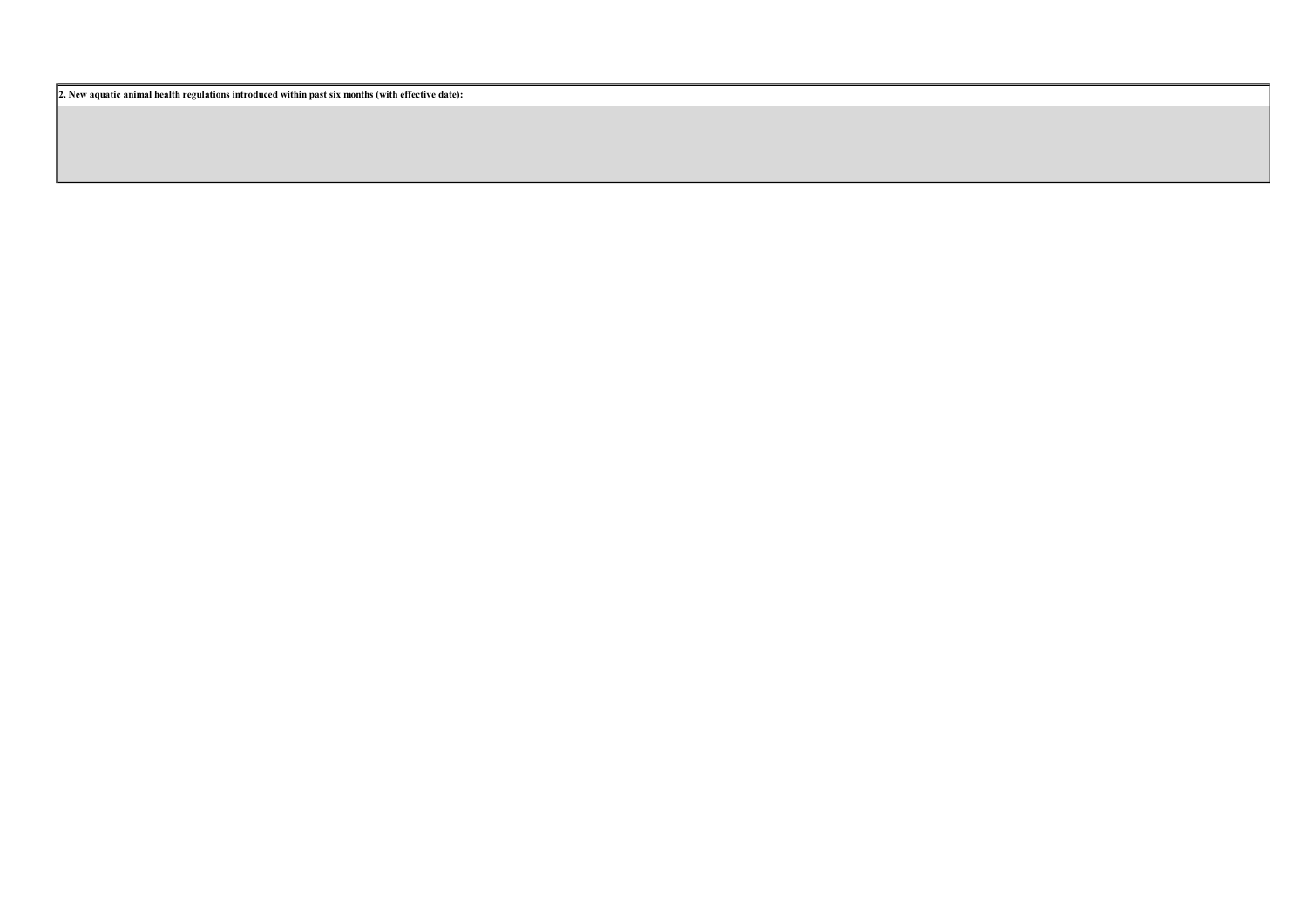**2. New aquatic animal health regulations introduced within past six months (with effective date):**